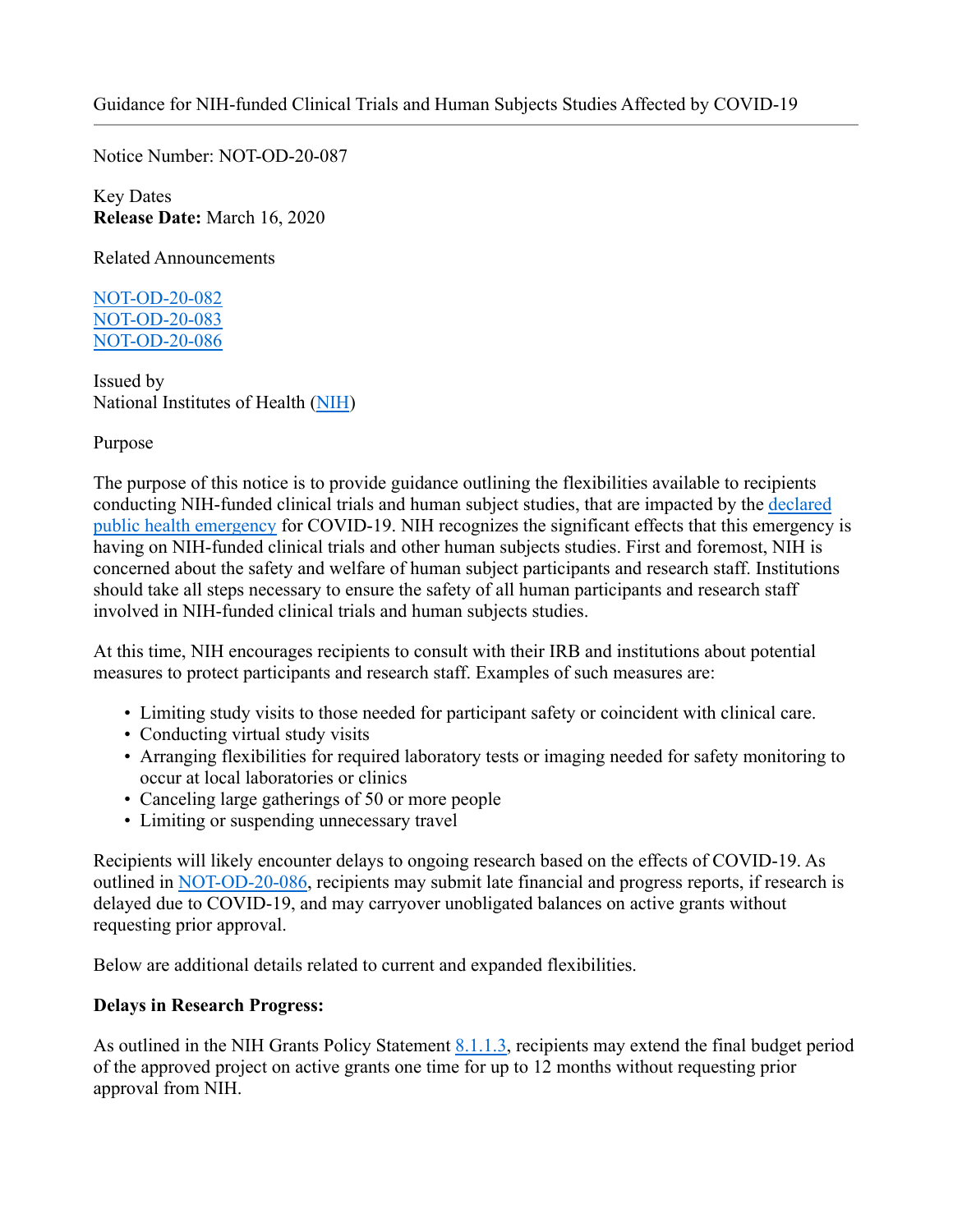# Guidance for NIH-funded Clinical Trials and Human Subjects Studies Affected by COVID-19

---

Notice Number: NOT-OD-20-087

Key Dates
**Release Date:** March 16, 2020

Related Announcements

NOT-OD-20-082
NOT-OD-20-083
NOT-OD-20-086

Issued by
National Institutes of Health (NIH)

Purpose

The purpose of this notice is to provide guidance outlining the flexibilities available to recipients conducting NIH-funded clinical trials and human subject studies, that are impacted by the declared public health emergency for COVID-19. NIH recognizes the significant effects that this emergency is having on NIH-funded clinical trials and other human subjects studies. First and foremost, NIH is concerned about the safety and welfare of human subject participants and research staff. Institutions should take all steps necessary to ensure the safety of all human participants and research staff involved in NIH-funded clinical trials and human subjects studies.

At this time, NIH encourages recipients to consult with their IRB and institutions about potential measures to protect participants and research staff. Examples of such measures are:

- Limiting study visits to those needed for participant safety or coincident with clinical care.
- Conducting virtual study visits
- Arranging flexibilities for required laboratory tests or imaging needed for safety monitoring to occur at local laboratories or clinics
- Canceling large gatherings of 50 or more people
- Limiting or suspending unnecessary travel

Recipients will likely encounter delays to ongoing research based on the effects of COVID-19. As outlined in NOT-OD-20-086, recipients may submit late financial and progress reports, if research is delayed due to COVID-19, and may carryover unobligated balances on active grants without requesting prior approval.

Below are additional details related to current and expanded flexibilities.

**Delays in Research Progress:**

As outlined in the NIH Grants Policy Statement 8.1.1.3, recipients may extend the final budget period of the approved project on active grants one time for up to 12 months without requesting prior approval from NIH.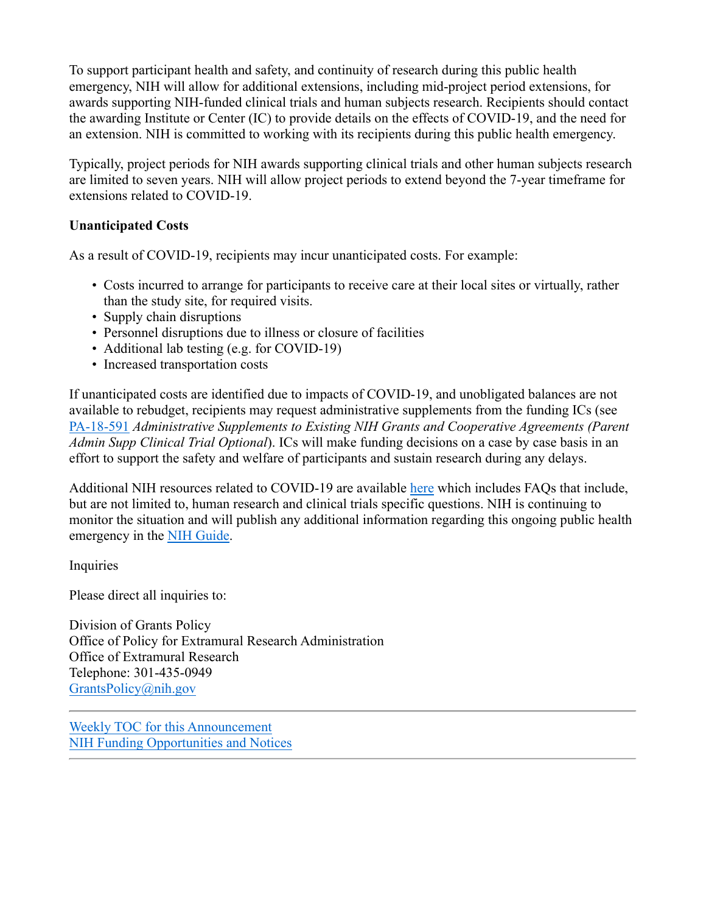To support participant health and safety, and continuity of research during this public health emergency, NIH will allow for additional extensions, including mid-project period extensions, for awards supporting NIH-funded clinical trials and human subjects research. Recipients should contact the awarding Institute or Center (IC) to provide details on the effects of COVID-19, and the need for an extension. NIH is committed to working with its recipients during this public health emergency.

Typically, project periods for NIH awards supporting clinical trials and other human subjects research are limited to seven years. NIH will allow project periods to extend beyond the 7-year timeframe for extensions related to COVID-19.

**Unanticipated Costs**

As a result of COVID-19, recipients may incur unanticipated costs. For example:

- Costs incurred to arrange for participants to receive care at their local sites or virtually, rather than the study site, for required visits.
- Supply chain disruptions
- Personnel disruptions due to illness or closure of facilities
- Additional lab testing (e.g. for COVID-19)
- Increased transportation costs

If unanticipated costs are identified due to impacts of COVID-19, and unobligated balances are not available to rebudget, recipients may request administrative supplements from the funding ICs (see [PA-18-591](PA-18-591) *Administrative Supplements to Existing NIH Grants and Cooperative Agreements (Parent Admin Supp Clinical Trial Optional*). ICs will make funding decisions on a case by case basis in an effort to support the safety and welfare of participants and sustain research during any delays.

Additional NIH resources related to COVID-19 are available here which includes FAQs that include, but are not limited to, human research and clinical trials specific questions. NIH is continuing to monitor the situation and will publish any additional information regarding this ongoing public health emergency in the NIH Guide.

Inquiries

Please direct all inquiries to:

Division of Grants Policy
Office of Policy for Extramural Research Administration
Office of Extramural Research
Telephone: 301-435-0949
GrantsPolicy@nih.gov

---

Weekly TOC for this Announcement
NIH Funding Opportunities and Notices

---